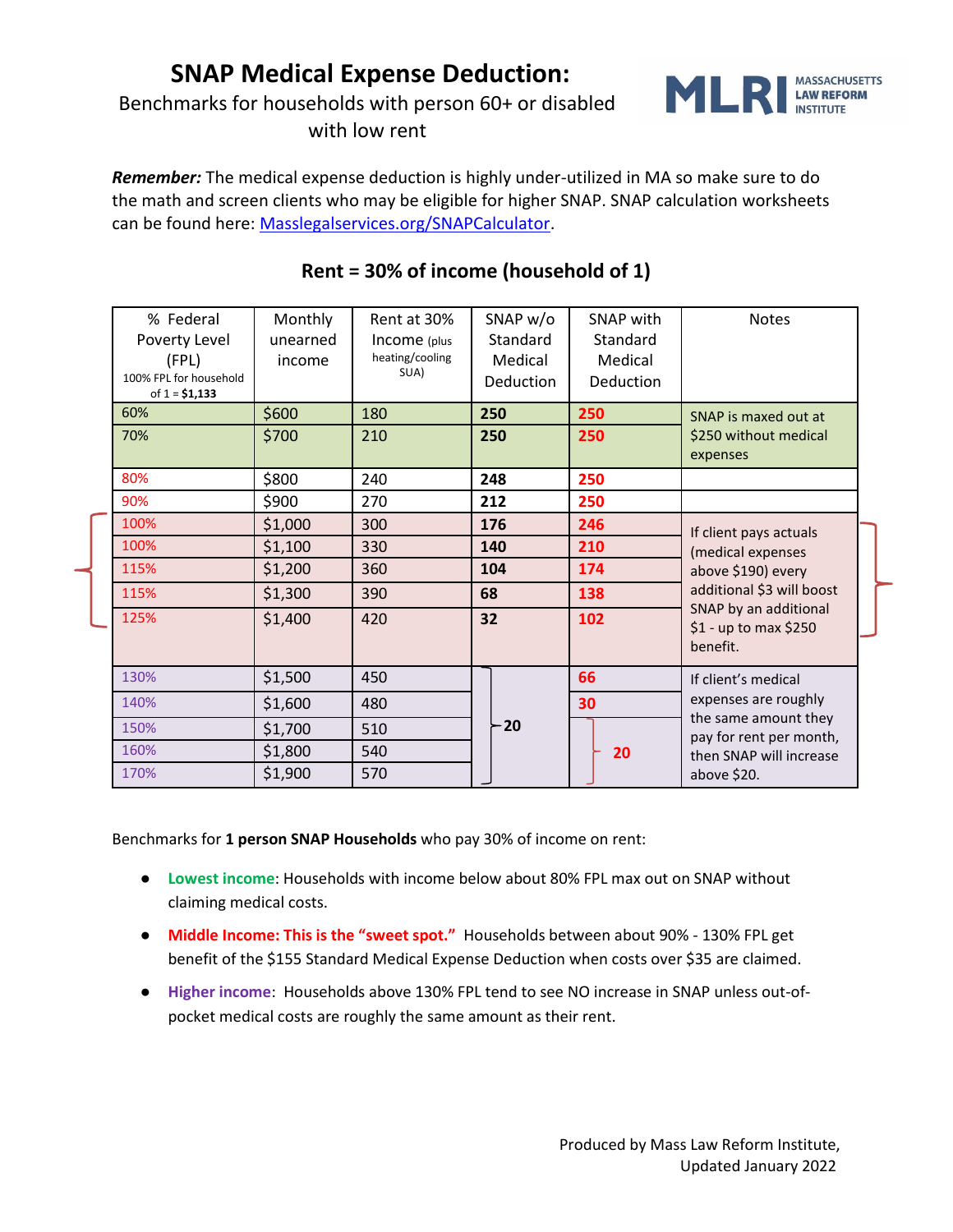# SNAP Medical Expense Deduction:

Benchmarks for households with person 60+ or disabled with low rent

MLRI MASSACHUSETTS LAW REFORM INSTITUTE

***Remember:*** The medical expense deduction is highly under-utilized in MA so make sure to do the math and screen clients who may be eligible for higher SNAP. SNAP calculation worksheets can be found here: [Masslegalservices.org/SNAPCalculator](Masslegalservices.org/SNAPCalculator).

## Rent = 30% of income (household of 1)

| % Federal Poverty Level (FPL) 100% FPL for household of 1 = **$1,133** | Monthly unearned income | Rent at 30% Income (plus heating/cooling SUA) | SNAP w/o Standard Medical Deduction | SNAP with Standard Medical Deduction | Notes |
|---|---|---|---|---|---|
| 60% | $600 | 180 | **250** | **250** | SNAP is maxed out at $250 without medical expenses |
| 70% | $700 | 210 | **250** | **250** | |
| 80% | $800 | 240 | **248** | **250** | |
| 90% | $900 | 270 | **212** | **250** | |
| 100% | $1,000 | 300 | **176** | **246** | If client pays actuals (medical expenses above $190) every additional $3 will boost SNAP by an additional $1 - up to max $250 benefit. |
| 100% | $1,100 | 330 | **140** | **210** | |
| 115% | $1,200 | 360 | **104** | **174** | |
| 115% | $1,300 | 390 | **68** | **138** | |
| 125% | $1,400 | 420 | **32** | **102** | |
| 130% | $1,500 | 450 | **20** | **66** | If client's medical expenses are roughly the same amount they pay for rent per month, then SNAP will increase above $20. |
| 140% | $1,600 | 480 | **20** | **30** | |
| 150% | $1,700 | 510 | **20** | **20** | |
| 160% | $1,800 | 540 | **20** | **20** | |
| 170% | $1,900 | 570 | **20** | **20** | |

Benchmarks for **1 person SNAP Households** who pay 30% of income on rent:

- **Lowest income**: Households with income below about 80% FPL max out on SNAP without claiming medical costs.
- **Middle Income: This is the "sweet spot."** Households between about 90% - 130% FPL get benefit of the $155 Standard Medical Expense Deduction when costs over $35 are claimed.
- **Higher income**: Households above 130% FPL tend to see NO increase in SNAP unless out-of-pocket medical costs are roughly the same amount as their rent.

Produced by Mass Law Reform Institute, Updated January 2022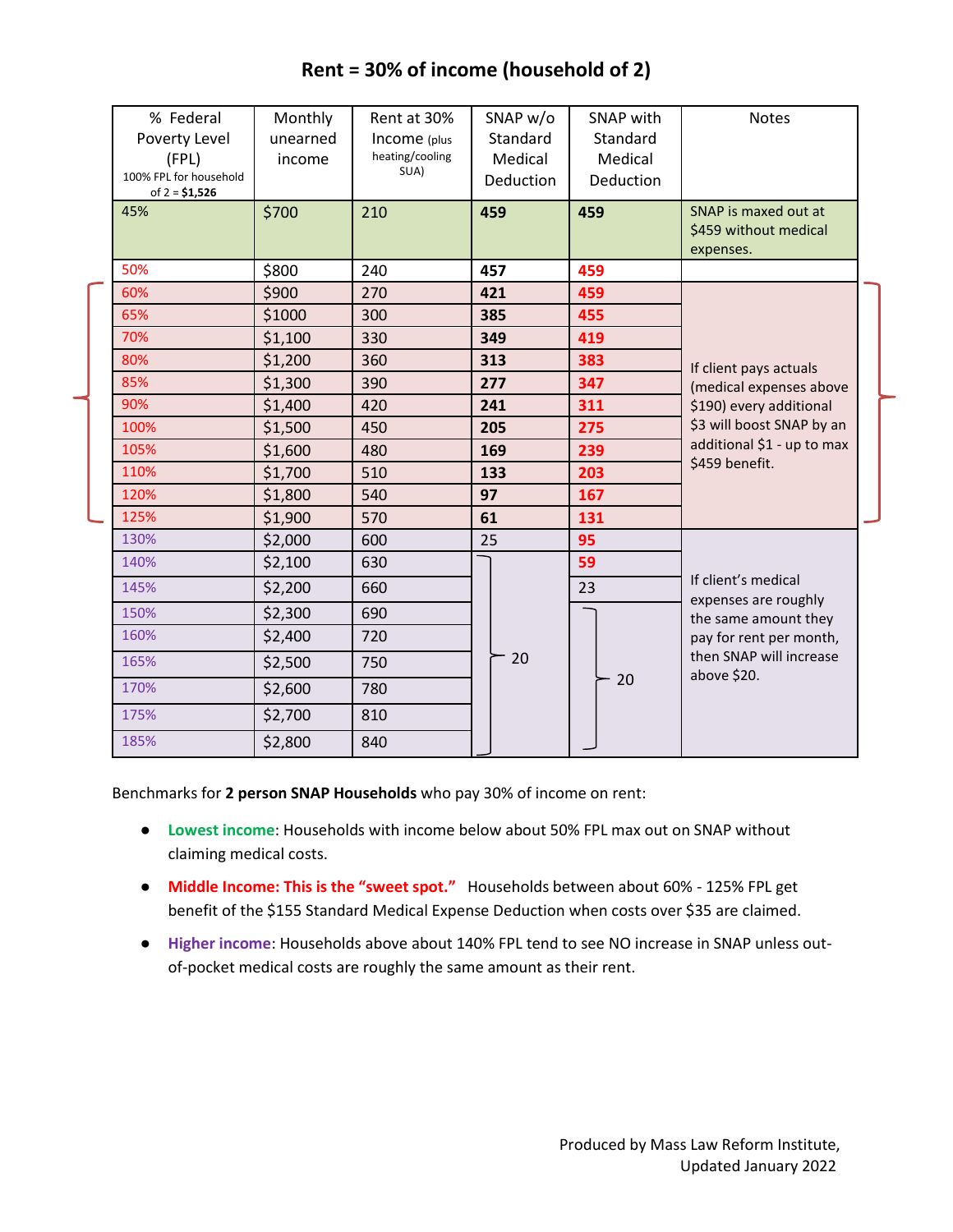# Rent = 30% of income (household of 2)

| % Federal Poverty Level (FPL) 100% FPL for household of 2 = **$1,526** | Monthly unearned income | Rent at 30% Income (plus heating/cooling SUA) | SNAP w/o Standard Medical Deduction | SNAP with Standard Medical Deduction | Notes |
|---|---|---|---|---|---|
| 45% | $700 | 210 | **459** | **459** | SNAP is maxed out at $459 without medical expenses. |
| 50% | $800 | 240 | **457** | **459** | |
| 60% | $900 | 270 | **421** | **459** | If client pays actuals (medical expenses above $190) every additional $3 will boost SNAP by an additional $1 - up to max $459 benefit. |
| 65% | $1000 | 300 | **385** | **455** | |
| 70% | $1,100 | 330 | **349** | **419** | |
| 80% | $1,200 | 360 | **313** | **383** | |
| 85% | $1,300 | 390 | **277** | **347** | |
| 90% | $1,400 | 420 | **241** | **311** | |
| 100% | $1,500 | 450 | **205** | **275** | |
| 105% | $1,600 | 480 | **169** | **239** | |
| 110% | $1,700 | 510 | **133** | **203** | |
| 120% | $1,800 | 540 | **97** | **167** | |
| 125% | $1,900 | 570 | **61** | **131** | |
| 130% | $2,000 | 600 | 25 | **95** | If client's medical expenses are roughly the same amount they pay for rent per month, then SNAP will increase above $20. |
| 140% | $2,100 | 630 | 20 | **59** | |
| 145% | $2,200 | 660 | 20 | 23 | |
| 150% | $2,300 | 690 | 20 | 20 | |
| 160% | $2,400 | 720 | 20 | 20 | |
| 165% | $2,500 | 750 | 20 | 20 | |
| 170% | $2,600 | 780 | 20 | 20 | |
| 175% | $2,700 | 810 | 20 | 20 | |
| 185% | $2,800 | 840 | 20 | 20 | |

Benchmarks for **2 person SNAP Households** who pay 30% of income on rent:

- **Lowest income**: Households with income below about 50% FPL max out on SNAP without claiming medical costs.
- **Middle Income: This is the "sweet spot."** Households between about 60% - 125% FPL get benefit of the $155 Standard Medical Expense Deduction when costs over $35 are claimed.
- **Higher income**: Households above about 140% FPL tend to see NO increase in SNAP unless out-of-pocket medical costs are roughly the same amount as their rent.

Produced by Mass Law Reform Institute,
Updated January 2022